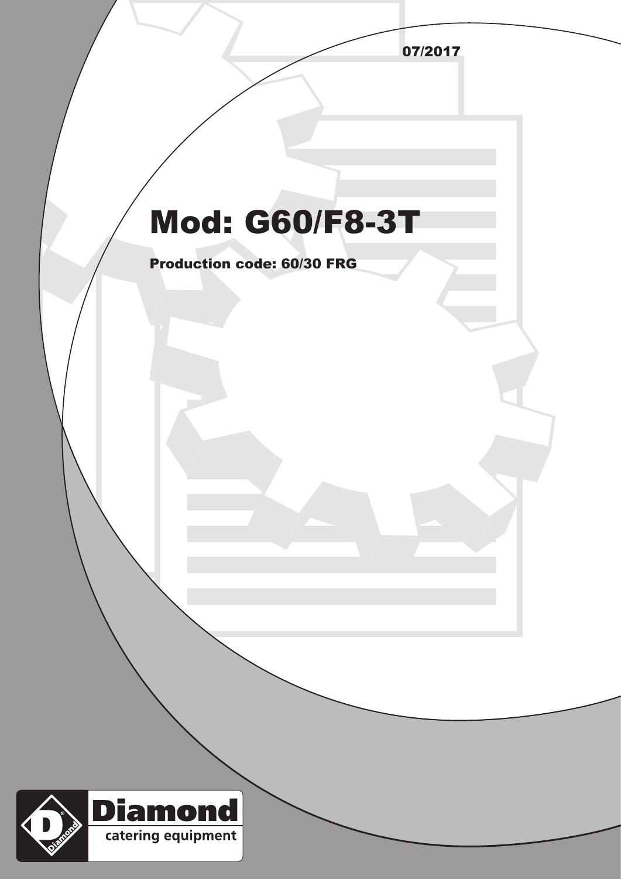07/2017

# Mod: G60/F8-3T

**Production code: 60/30 FRG**

**Diamond**
catering equipment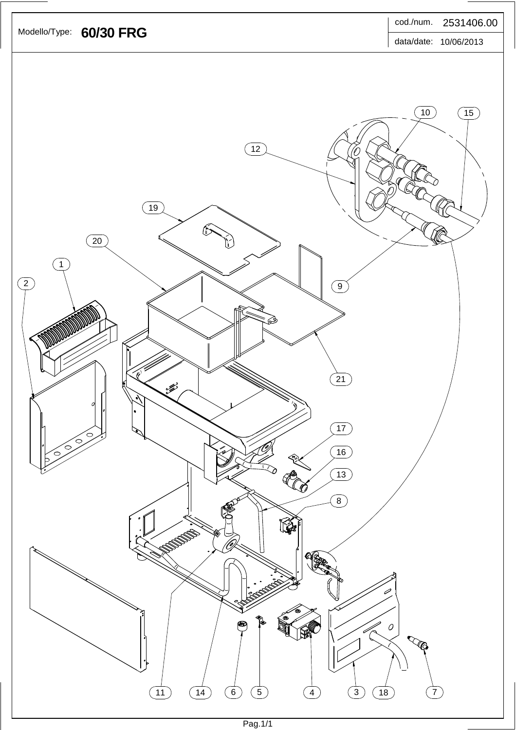| Modello/Type: | 60/30 FRG | cod./num. | 2531406.00 |
| --- | --- | --- | --- |
| | | data/date: | 10/06/2013 |

10 15 12 19 20 1 2 9 21 17 16 13 8 11 14 6 5 4 3 18 7

Pag.1/1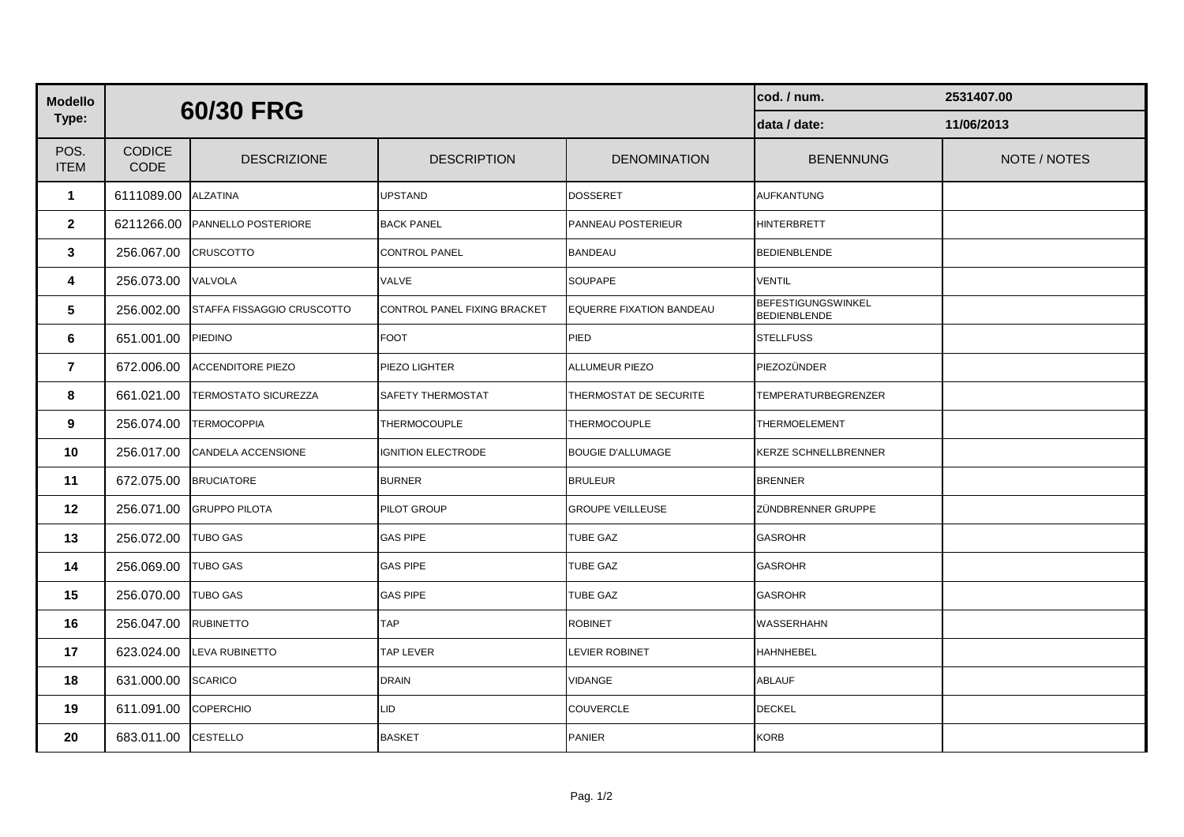| Modello Type: | 60/30 FRG | | | | cod. / num. | 2531407.00 |
|---|---|---|---|---|---|---|
| | | | | | data / date: | 11/06/2013 |
| POS. ITEM | CODICE CODE | DESCRIZIONE | DESCRIPTION | DENOMINATION | BENENNUNG | NOTE / NOTES |
| 1 | 6111089.00 | ALZATINA | UPSTAND | DOSSERET | AUFKANTUNG | |
| 2 | 6211266.00 | PANNELLO POSTERIORE | BACK PANEL | PANNEAU POSTERIEUR | HINTERBRETT | |
| 3 | 256.067.00 | CRUSCOTTO | CONTROL PANEL | BANDEAU | BEDIENBLENDE | |
| 4 | 256.073.00 | VALVOLA | VALVE | SOUPAPE | VENTIL | |
| 5 | 256.002.00 | STAFFA FISSAGGIO CRUSCOTTO | CONTROL PANEL FIXING BRACKET | EQUERRE FIXATION BANDEAU | BEFESTIGUNGSWINKEL BEDIENBLENDE | |
| 6 | 651.001.00 | PIEDINO | FOOT | PIED | STELLFUSS | |
| 7 | 672.006.00 | ACCENDITORE PIEZO | PIEZO LIGHTER | ALLUMEUR PIEZO | PIEZOZÜNDER | |
| 8 | 661.021.00 | TERMOSTATO SICUREZZA | SAFETY THERMOSTAT | THERMOSTAT DE SECURITE | TEMPERATURBEGRENZER | |
| 9 | 256.074.00 | TERMOCOPPIA | THERMOCOUPLE | THERMOCOUPLE | THERMOELEMENT | |
| 10 | 256.017.00 | CANDELA ACCENSIONE | IGNITION ELECTRODE | BOUGIE D'ALLUMAGE | KERZE SCHNELLBRENNER | |
| 11 | 672.075.00 | BRUCIATORE | BURNER | BRULEUR | BRENNER | |
| 12 | 256.071.00 | GRUPPO PILOTA | PILOT GROUP | GROUPE VEILLEUSE | ZÜNDBRENNER GRUPPE | |
| 13 | 256.072.00 | TUBO GAS | GAS PIPE | TUBE GAZ | GASROHR | |
| 14 | 256.069.00 | TUBO GAS | GAS PIPE | TUBE GAZ | GASROHR | |
| 15 | 256.070.00 | TUBO GAS | GAS PIPE | TUBE GAZ | GASROHR | |
| 16 | 256.047.00 | RUBINETTO | TAP | ROBINET | WASSERHAHN | |
| 17 | 623.024.00 | LEVA RUBINETTO | TAP LEVER | LEVIER ROBINET | HAHNHEBEL | |
| 18 | 631.000.00 | SCARICO | DRAIN | VIDANGE | ABLAUF | |
| 19 | 611.091.00 | COPERCHIO | LID | COUVERCLE | DECKEL | |
| 20 | 683.011.00 | CESTELLO | BASKET | PANIER | KORB | |